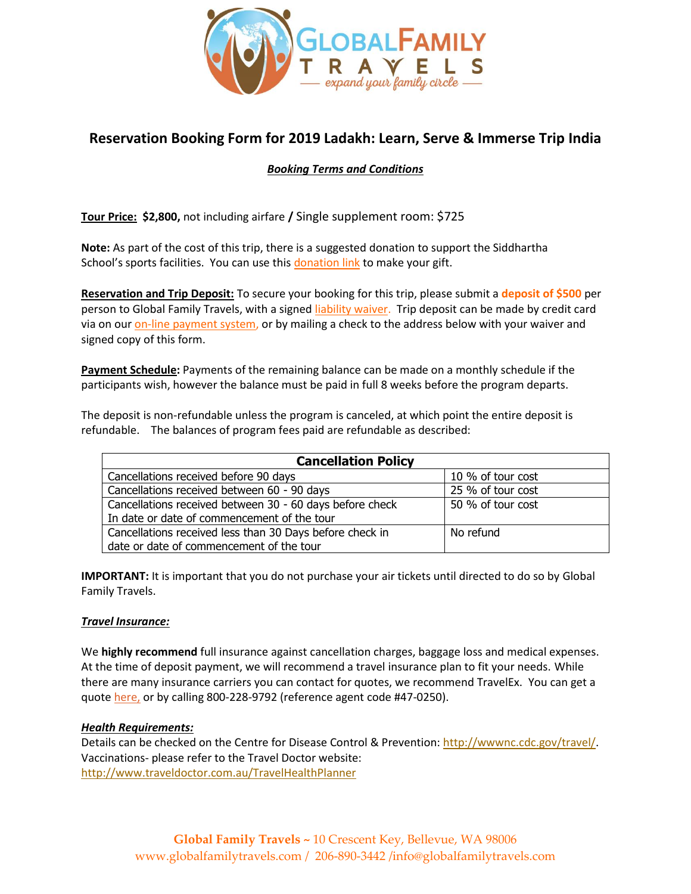# Reservation Booking Form for 2019 Ladakh: Learn, Serve & Immerse Trip India

***Booking Terms and Conditions***

**Tour Price: $2,800,** not including airfare **/** Single supplement room: $725

**Note:** As part of the cost of this trip, there is a suggested donation to support the Siddhartha School's sports facilities. You can use this donation link to make your gift.

**Reservation and Trip Deposit:** To secure your booking for this trip, please submit a **deposit of $500** per person to Global Family Travels, with a signed liability waiver. Trip deposit can be made by credit card via on our on-line payment system, or by mailing a check to the address below with your waiver and signed copy of this form.

**Payment Schedule:** Payments of the remaining balance can be made on a monthly schedule if the participants wish, however the balance must be paid in full 8 weeks before the program departs.

The deposit is non-refundable unless the program is canceled, at which point the entire deposit is refundable. The balances of program fees paid are refundable as described:

| Cancellation Policy | |
|---|---|
| Cancellations received before 90 days | 10 % of tour cost |
| Cancellations received between 60 - 90 days | 25 % of tour cost |
| Cancellations received between 30 - 60 days before check In date or date of commencement of the tour | 50 % of tour cost |
| Cancellations received less than 30 Days before check in date or date of commencement of the tour | No refund |

**IMPORTANT:** It is important that you do not purchase your air tickets until directed to do so by Global Family Travels.

***Travel Insurance:***

We **highly recommend** full insurance against cancellation charges, baggage loss and medical expenses. At the time of deposit payment, we will recommend a travel insurance plan to fit your needs. While there are many insurance carriers you can contact for quotes, we recommend TravelEx. You can get a quote here, or by calling 800-228-9792 (reference agent code #47-0250).

***Health Requirements:***

Details can be checked on the Centre for Disease Control & Prevention: http://wwwnc.cdc.gov/travel/.
Vaccinations- please refer to the Travel Doctor website:
http://www.traveldoctor.com.au/TravelHealthPlanner

**Global Family Travels ~** 10 Crescent Key, Bellevue, WA 98006
www.globalfamilytravels.com / 206-890-3442 /info@globalfamilytravels.com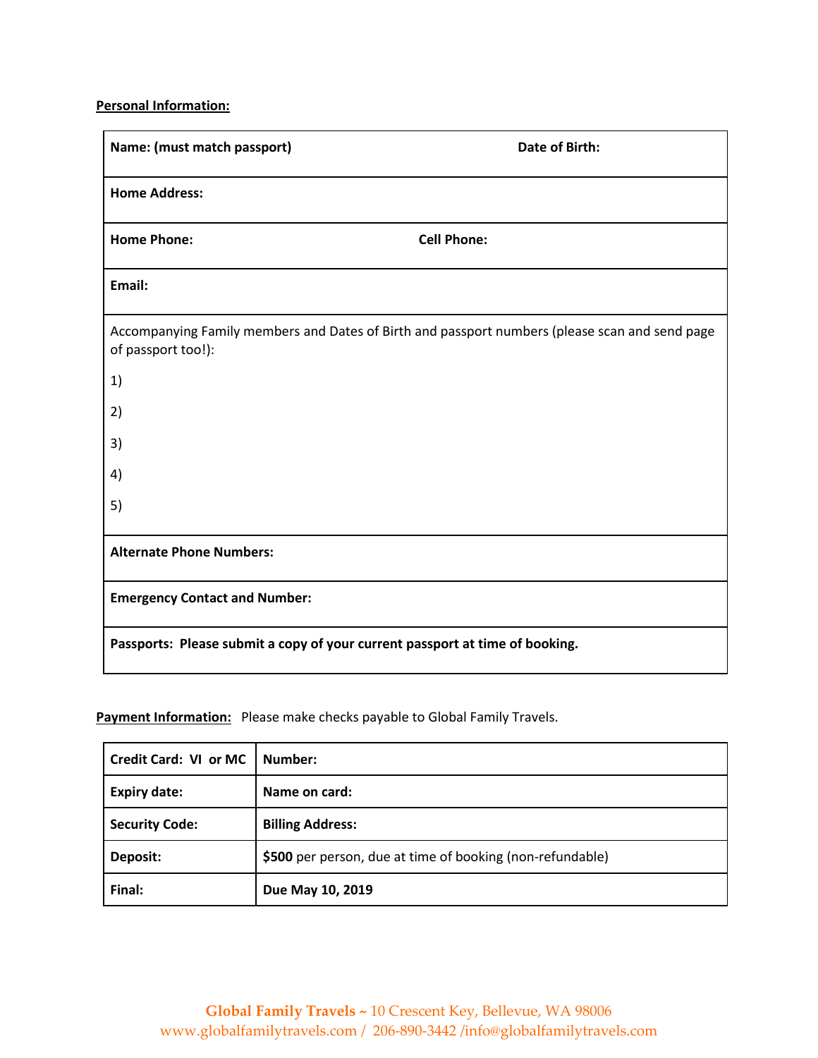**Personal Information:**

| **Name: (must match passport)** | **Date of Birth:** |
|---|---|
| **Home Address:** | |
| **Home Phone:** | **Cell Phone:** |
| **Email:** | |

Accompanying Family members and Dates of Birth and passport numbers (please scan and send page of passport too!):

1)

2)

3)

4)

5)

**Alternate Phone Numbers:**

**Emergency Contact and Number:**

**Passports: Please submit a copy of your current passport at time of booking.**

**Payment Information:** Please make checks payable to Global Family Travels.

| **Credit Card: VI or MC** | **Number:** |
|---|---|
| **Expiry date:** | **Name on card:** |
| **Security Code:** | **Billing Address:** |
| **Deposit:** | **$500** per person, due at time of booking (non-refundable) |
| **Final:** | **Due May 10, 2019** |

**Global Family Travels ~** 10 Crescent Key, Bellevue, WA 98006
www.globalfamilytravels.com / 206-890-3442 /info@globalfamilytravels.com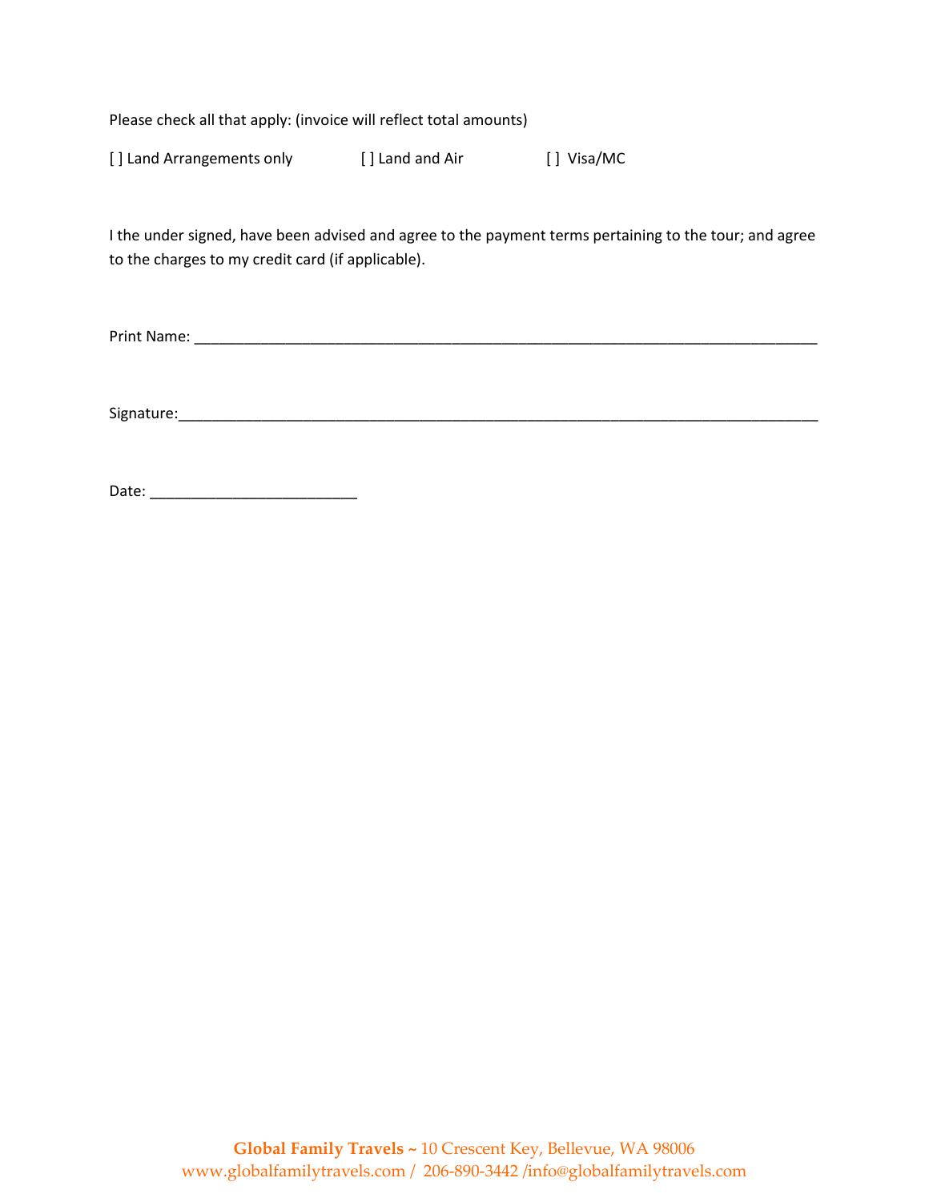Please check all that apply: (invoice will reflect total amounts)

[ ] Land Arrangements only [ ] Land and Air [ ] Visa/MC

I the under signed, have been advised and agree to the payment terms pertaining to the tour; and agree to the charges to my credit card (if applicable).

Print Name: ___________________________________________________________________________

Signature:______________________________________________________________________________

Date: _________________________

**Global Family Travels ~** 10 Crescent Key, Bellevue, WA 98006
www.globalfamilytravels.com / 206-890-3442 /info@globalfamilytravels.com